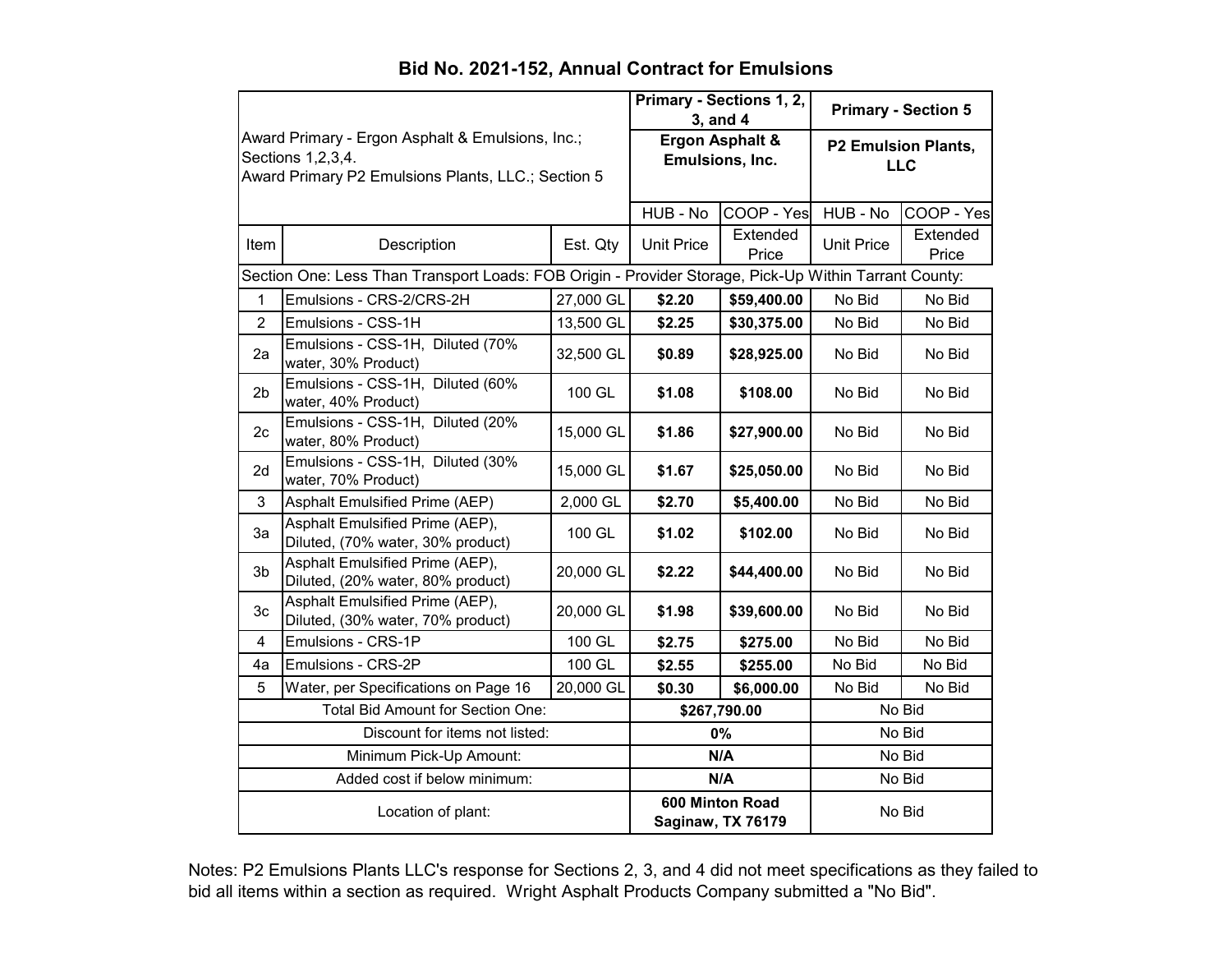# Bid No. 2021-152, Annual Contract for Emulsions

| Award Primary - Ergon Asphalt & Emulsions, Inc.; Sections 1,2,3,4. Award Primary P2 Emulsions Plants, LLC.; Section 5 | | | Primary - Sections 1, 2, 3, and 4 | | Primary - Section 5 | |
|---|---|---|---|---|---|---|
| | | | Ergon Asphalt & Emulsions, Inc. | | P2 Emulsion Plants, LLC | |
| | | | HUB - No | COOP - Yes | HUB - No | COOP - Yes |
| Item | Description | Est. Qty | Unit Price | Extended Price | Unit Price | Extended Price |
| Section One: Less Than Transport Loads: FOB Origin - Provider Storage, Pick-Up Within Tarrant County: | | | | | | |
| 1 | Emulsions - CRS-2/CRS-2H | 27,000 GL | **$2.20** | **$59,400.00** | No Bid | No Bid |
| 2 | Emulsions - CSS-1H | 13,500 GL | **$2.25** | **$30,375.00** | No Bid | No Bid |
| 2a | Emulsions - CSS-1H, Diluted (70% water, 30% Product) | 32,500 GL | **$0.89** | **$28,925.00** | No Bid | No Bid |
| 2b | Emulsions - CSS-1H, Diluted (60% water, 40% Product) | 100 GL | **$1.08** | **$108.00** | No Bid | No Bid |
| 2c | Emulsions - CSS-1H, Diluted (20% water, 80% Product) | 15,000 GL | **$1.86** | **$27,900.00** | No Bid | No Bid |
| 2d | Emulsions - CSS-1H, Diluted (30% water, 70% Product) | 15,000 GL | **$1.67** | **$25,050.00** | No Bid | No Bid |
| 3 | Asphalt Emulsified Prime (AEP) | 2,000 GL | **$2.70** | **$5,400.00** | No Bid | No Bid |
| 3a | Asphalt Emulsified Prime (AEP), Diluted, (70% water, 30% product) | 100 GL | **$1.02** | **$102.00** | No Bid | No Bid |
| 3b | Asphalt Emulsified Prime (AEP), Diluted, (20% water, 80% product) | 20,000 GL | **$2.22** | **$44,400.00** | No Bid | No Bid |
| 3c | Asphalt Emulsified Prime (AEP), Diluted, (30% water, 70% product) | 20,000 GL | **$1.98** | **$39,600.00** | No Bid | No Bid |
| 4 | Emulsions - CRS-1P | 100 GL | **$2.75** | **$275.00** | No Bid | No Bid |
| 4a | Emulsions - CRS-2P | 100 GL | **$2.55** | **$255.00** | No Bid | No Bid |
| 5 | Water, per Specifications on Page 16 | 20,000 GL | **$0.30** | **$6,000.00** | No Bid | No Bid |
| Total Bid Amount for Section One: | | | **$267,790.00** | | No Bid | |
| Discount for items not listed: | | | **0%** | | No Bid | |
| Minimum Pick-Up Amount: | | | **N/A** | | No Bid | |
| Added cost if below minimum: | | | **N/A** | | No Bid | |
| Location of plant: | | | **600 Minton Road Saginaw, TX 76179** | | No Bid | |

Notes: P2 Emulsions Plants LLC's response for Sections 2, 3, and 4 did not meet specifications as they failed to bid all items within a section as required. Wright Asphalt Products Company submitted a "No Bid".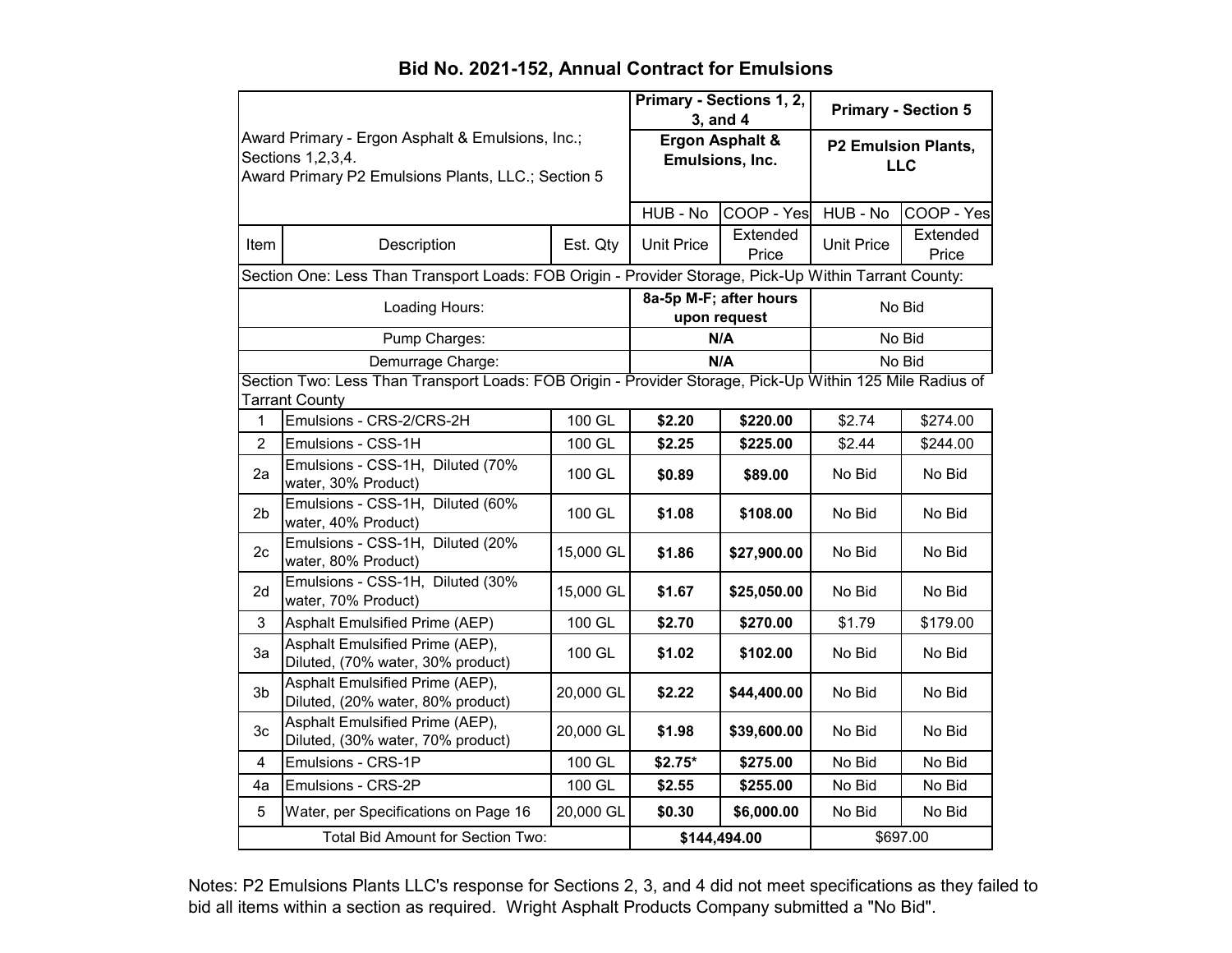# Bid No. 2021-152, Annual Contract for Emulsions

| Award Primary - Ergon Asphalt & Emulsions, Inc.; Sections 1,2,3,4. Award Primary P2 Emulsions Plants, LLC.; Section 5 | | | Primary - Sections 1, 2, 3, and 4 | | Primary - Section 5 | |
|---|---|---|---|---|---|---|
| | | | **Ergon Asphalt & Emulsions, Inc.** | | **P2 Emulsion Plants, LLC** | |
| | | | HUB - No | COOP - Yes | HUB - No | COOP - Yes |
| Item | Description | Est. Qty | Unit Price | Extended Price | Unit Price | Extended Price |
| Section One: Less Than Transport Loads: FOB Origin - Provider Storage, Pick-Up Within Tarrant County: | | | | | | |
| Loading Hours: | | | **8a-5p M-F; after hours upon request** | | No Bid | |
| Pump Charges: | | | **N/A** | | No Bid | |
| Demurrage Charge: | | | **N/A** | | No Bid | |
| Section Two: Less Than Transport Loads: FOB Origin - Provider Storage, Pick-Up Within 125 Mile Radius of Tarrant County | | | | | | |
| 1 | Emulsions - CRS-2/CRS-2H | 100 GL | **$2.20** | **$220.00** | $2.74 | $274.00 |
| 2 | Emulsions - CSS-1H | 100 GL | **$2.25** | **$225.00** | $2.44 | $244.00 |
| 2a | Emulsions - CSS-1H, Diluted (70% water, 30% Product) | 100 GL | **$0.89** | **$89.00** | No Bid | No Bid |
| 2b | Emulsions - CSS-1H, Diluted (60% water, 40% Product) | 100 GL | **$1.08** | **$108.00** | No Bid | No Bid |
| 2c | Emulsions - CSS-1H, Diluted (20% water, 80% Product) | 15,000 GL | **$1.86** | **$27,900.00** | No Bid | No Bid |
| 2d | Emulsions - CSS-1H, Diluted (30% water, 70% Product) | 15,000 GL | **$1.67** | **$25,050.00** | No Bid | No Bid |
| 3 | Asphalt Emulsified Prime (AEP) | 100 GL | **$2.70** | **$270.00** | $1.79 | $179.00 |
| 3a | Asphalt Emulsified Prime (AEP), Diluted, (70% water, 30% product) | 100 GL | **$1.02** | **$102.00** | No Bid | No Bid |
| 3b | Asphalt Emulsified Prime (AEP), Diluted, (20% water, 80% product) | 20,000 GL | **$2.22** | **$44,400.00** | No Bid | No Bid |
| 3c | Asphalt Emulsified Prime (AEP), Diluted, (30% water, 70% product) | 20,000 GL | **$1.98** | **$39,600.00** | No Bid | No Bid |
| 4 | Emulsions - CRS-1P | 100 GL | **$2.75*** | **$275.00** | No Bid | No Bid |
| 4a | Emulsions - CRS-2P | 100 GL | **$2.55** | **$255.00** | No Bid | No Bid |
| 5 | Water, per Specifications on Page 16 | 20,000 GL | **$0.30** | **$6,000.00** | No Bid | No Bid |
| Total Bid Amount for Section Two: | | | **$144,494.00** | | $697.00 | |

Notes: P2 Emulsions Plants LLC's response for Sections 2, 3, and 4 did not meet specifications as they failed to bid all items within a section as required. Wright Asphalt Products Company submitted a "No Bid".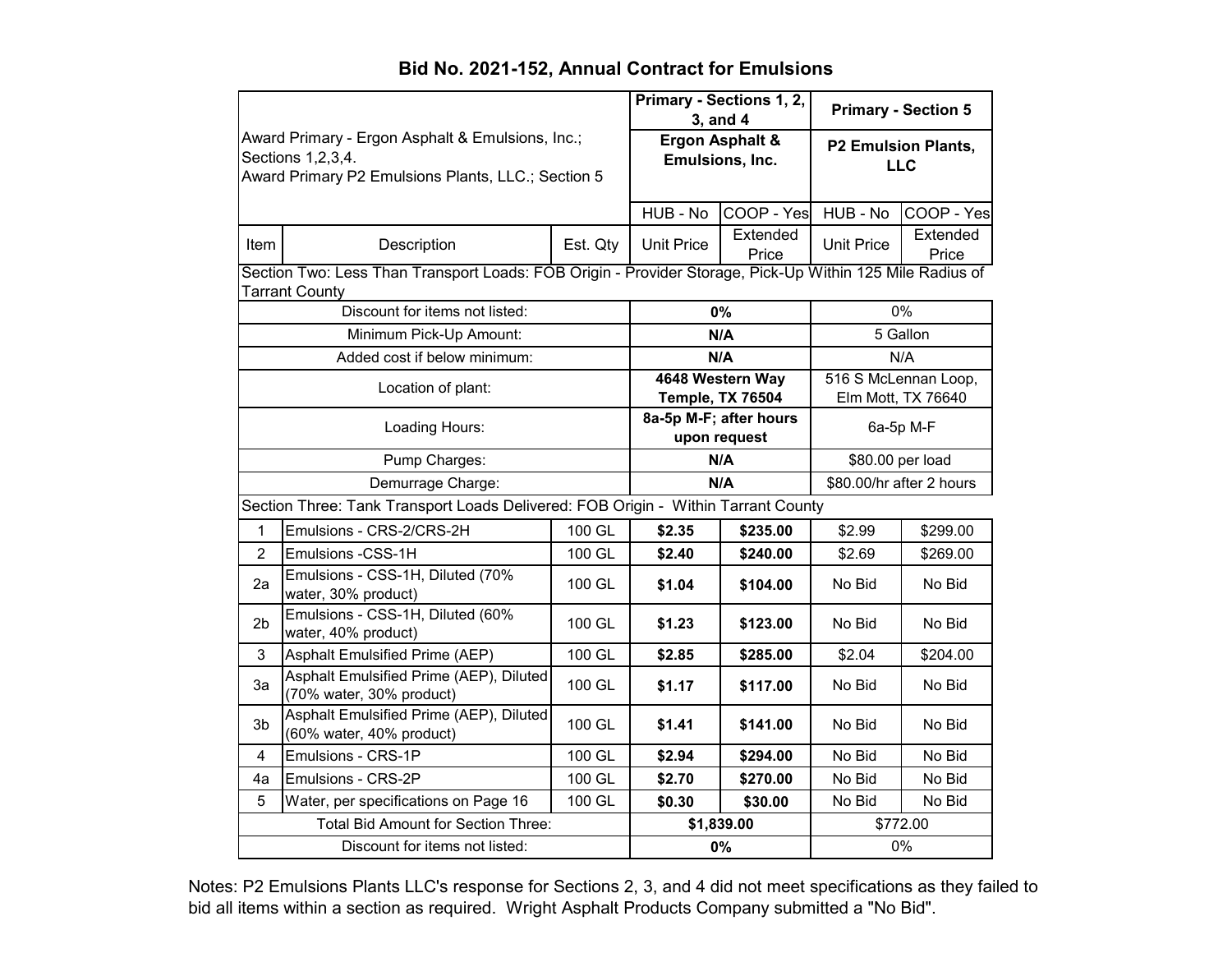# Bid No. 2021-152, Annual Contract for Emulsions

| Award Primary - Ergon Asphalt & Emulsions, Inc.; Sections 1,2,3,4. Award Primary P2 Emulsions Plants, LLC.; Section 5 | | | Primary - Sections 1, 2, 3, and 4 | | Primary - Section 5 | |
|---|---|---|---|---|---|---|
| | | | Ergon Asphalt & Emulsions, Inc. | | P2 Emulsion Plants, LLC | |
| | | | HUB - No | COOP - Yes | HUB - No | COOP - Yes |
| Item | Description | Est. Qty | Unit Price | Extended Price | Unit Price | Extended Price |
| Section Two: Less Than Transport Loads: FOB Origin - Provider Storage, Pick-Up Within 125 Mile Radius of Tarrant County | | | | | | |
| Discount for items not listed: | | | 0% | | 0% | |
| Minimum Pick-Up Amount: | | | N/A | | 5 Gallon | |
| Added cost if below minimum: | | | N/A | | N/A | |
| Location of plant: | | | 4648 Western Way Temple, TX 76504 | | 516 S McLennan Loop, Elm Mott, TX 76640 | |
| Loading Hours: | | | 8a-5p M-F; after hours upon request | | 6a-5p M-F | |
| Pump Charges: | | | N/A | | $80.00 per load | |
| Demurrage Charge: | | | N/A | | $80.00/hr after 2 hours | |
| Section Three: Tank Transport Loads Delivered: FOB Origin - Within Tarrant County | | | | | | |
| 1 | Emulsions - CRS-2/CRS-2H | 100 GL | **$2.35** | **$235.00** | $2.99 | $299.00 |
| 2 | Emulsions -CSS-1H | 100 GL | **$2.40** | **$240.00** | $2.69 | $269.00 |
| 2a | Emulsions - CSS-1H, Diluted (70% water, 30% product) | 100 GL | **$1.04** | **$104.00** | No Bid | No Bid |
| 2b | Emulsions - CSS-1H, Diluted (60% water, 40% product) | 100 GL | **$1.23** | **$123.00** | No Bid | No Bid |
| 3 | Asphalt Emulsified Prime (AEP) | 100 GL | **$2.85** | **$285.00** | $2.04 | $204.00 |
| 3a | Asphalt Emulsified Prime (AEP), Diluted (70% water, 30% product) | 100 GL | **$1.17** | **$117.00** | No Bid | No Bid |
| 3b | Asphalt Emulsified Prime (AEP), Diluted (60% water, 40% product) | 100 GL | **$1.41** | **$141.00** | No Bid | No Bid |
| 4 | Emulsions - CRS-1P | 100 GL | **$2.94** | **$294.00** | No Bid | No Bid |
| 4a | Emulsions - CRS-2P | 100 GL | **$2.70** | **$270.00** | No Bid | No Bid |
| 5 | Water, per specifications on Page 16 | 100 GL | **$0.30** | **$30.00** | No Bid | No Bid |
| Total Bid Amount for Section Three: | | | **$1,839.00** | | $772.00 | |
| Discount for items not listed: | | | **0%** | | 0% | |

Notes: P2 Emulsions Plants LLC's response for Sections 2, 3, and 4 did not meet specifications as they failed to bid all items within a section as required. Wright Asphalt Products Company submitted a "No Bid".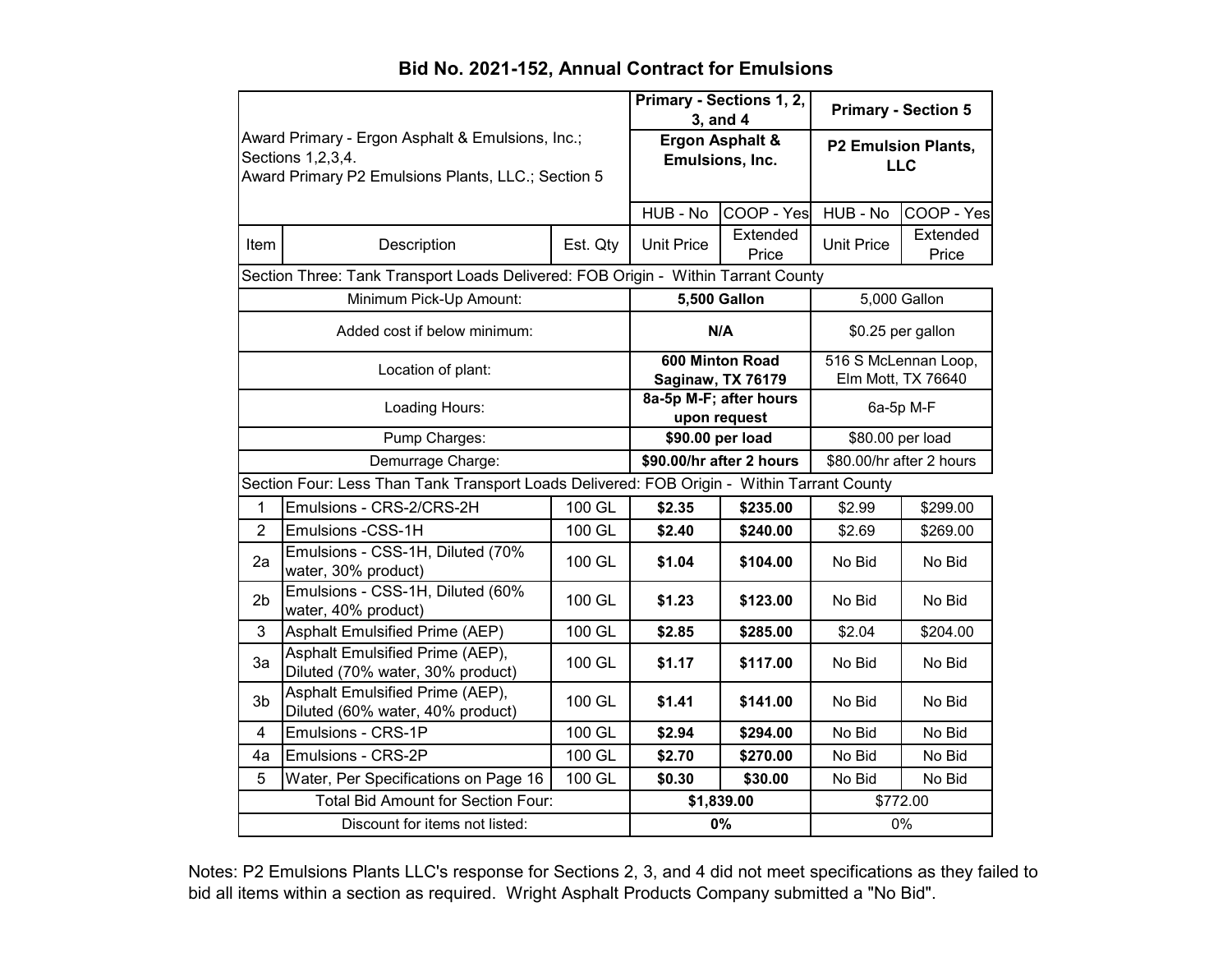# Bid No. 2021-152, Annual Contract for Emulsions

| Award Primary - Ergon Asphalt & Emulsions, Inc.; Sections 1,2,3,4. Award Primary P2 Emulsions Plants, LLC.; Section 5 | | | Primary - Sections 1, 2, 3, and 4 | | Primary - Section 5 | |
|---|---|---|---|---|---|---|
| | | | **Ergon Asphalt & Emulsions, Inc.** | | **P2 Emulsion Plants, LLC** | |
| | | | HUB - No | COOP - Yes | HUB - No | COOP - Yes |
| Item | Description | Est. Qty | Unit Price | Extended Price | Unit Price | Extended Price |
| Section Three: Tank Transport Loads Delivered: FOB Origin - Within Tarrant County | | | | | | |
| Minimum Pick-Up Amount: | | | **5,500 Gallon** | | 5,000 Gallon | |
| Added cost if below minimum: | | | **N/A** | | $0.25 per gallon | |
| Location of plant: | | | **600 Minton Road Saginaw, TX 76179** | | 516 S McLennan Loop, Elm Mott, TX 76640 | |
| Loading Hours: | | | **8a-5p M-F; after hours upon request** | | 6a-5p M-F | |
| Pump Charges: | | | **$90.00 per load** | | $80.00 per load | |
| Demurrage Charge: | | | **$90.00/hr after 2 hours** | | $80.00/hr after 2 hours | |
| Section Four: Less Than Tank Transport Loads Delivered: FOB Origin - Within Tarrant County | | | | | | |
| 1 | Emulsions - CRS-2/CRS-2H | 100 GL | **$2.35** | **$235.00** | $2.99 | $299.00 |
| 2 | Emulsions -CSS-1H | 100 GL | **$2.40** | **$240.00** | $2.69 | $269.00 |
| 2a | Emulsions - CSS-1H, Diluted (70% water, 30% product) | 100 GL | **$1.04** | **$104.00** | No Bid | No Bid |
| 2b | Emulsions - CSS-1H, Diluted (60% water, 40% product) | 100 GL | **$1.23** | **$123.00** | No Bid | No Bid |
| 3 | Asphalt Emulsified Prime (AEP) | 100 GL | **$2.85** | **$285.00** | $2.04 | $204.00 |
| 3a | Asphalt Emulsified Prime (AEP), Diluted (70% water, 30% product) | 100 GL | **$1.17** | **$117.00** | No Bid | No Bid |
| 3b | Asphalt Emulsified Prime (AEP), Diluted (60% water, 40% product) | 100 GL | **$1.41** | **$141.00** | No Bid | No Bid |
| 4 | Emulsions - CRS-1P | 100 GL | **$2.94** | **$294.00** | No Bid | No Bid |
| 4a | Emulsions - CRS-2P | 100 GL | **$2.70** | **$270.00** | No Bid | No Bid |
| 5 | Water, Per Specifications on Page 16 | 100 GL | **$0.30** | **$30.00** | No Bid | No Bid |
| Total Bid Amount for Section Four: | | | **$1,839.00** | | $772.00 | |
| Discount for items not listed: | | | **0%** | | 0% | |

Notes: P2 Emulsions Plants LLC's response for Sections 2, 3, and 4 did not meet specifications as they failed to bid all items within a section as required. Wright Asphalt Products Company submitted a "No Bid".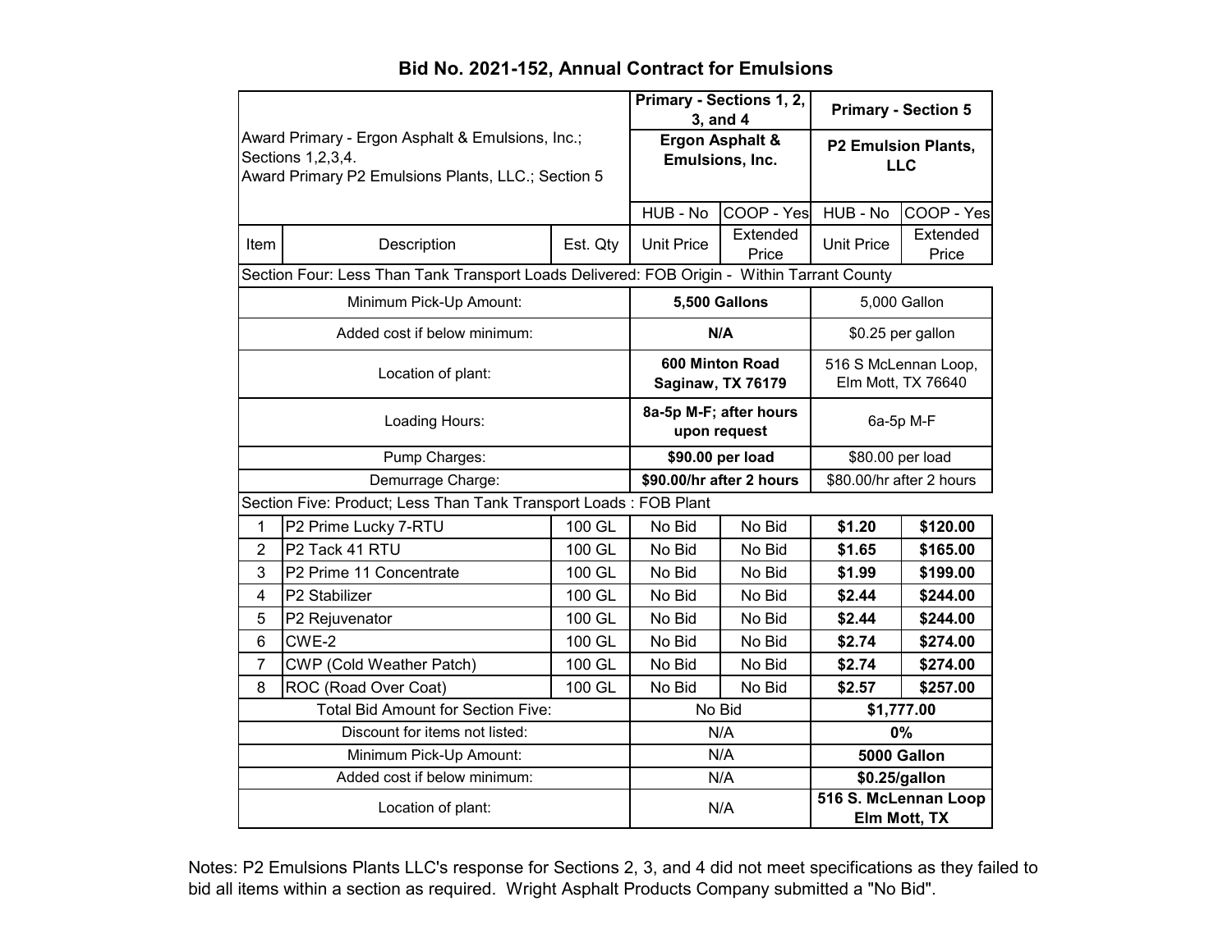# Bid No. 2021-152, Annual Contract for Emulsions

| Award Primary - Ergon Asphalt & Emulsions, Inc.; Sections 1,2,3,4. Award Primary P2 Emulsions Plants, LLC.; Section 5 | | | Primary - Sections 1, 2, 3, and 4 | | Primary - Section 5 | |
|---|---|---|---|---|---|---|
| | | | **Ergon Asphalt & Emulsions, Inc.** | | **P2 Emulsion Plants, LLC** | |
| | | | HUB - No | COOP - Yes | HUB - No | COOP - Yes |
| Item | Description | Est. Qty | Unit Price | Extended Price | Unit Price | Extended Price |
| Section Four: Less Than Tank Transport Loads Delivered: FOB Origin - Within Tarrant County | | | | | | |
| Minimum Pick-Up Amount: | | | **5,500 Gallons** | | 5,000 Gallon | |
| Added cost if below minimum: | | | **N/A** | | $0.25 per gallon | |
| Location of plant: | | | **600 Minton Road Saginaw, TX 76179** | | 516 S McLennan Loop, Elm Mott, TX 76640 | |
| Loading Hours: | | | **8a-5p M-F; after hours upon request** | | 6a-5p M-F | |
| Pump Charges: | | | **$90.00 per load** | | $80.00 per load | |
| Demurrage Charge: | | | **$90.00/hr after 2 hours** | | $80.00/hr after 2 hours | |
| Section Five: Product; Less Than Tank Transport Loads : FOB Plant | | | | | | |
| 1 | P2 Prime Lucky 7-RTU | 100 GL | No Bid | No Bid | **$1.20** | **$120.00** |
| 2 | P2 Tack 41 RTU | 100 GL | No Bid | No Bid | **$1.65** | **$165.00** |
| 3 | P2 Prime 11 Concentrate | 100 GL | No Bid | No Bid | **$1.99** | **$199.00** |
| 4 | P2 Stabilizer | 100 GL | No Bid | No Bid | **$2.44** | **$244.00** |
| 5 | P2 Rejuvenator | 100 GL | No Bid | No Bid | **$2.44** | **$244.00** |
| 6 | CWE-2 | 100 GL | No Bid | No Bid | **$2.74** | **$274.00** |
| 7 | CWP (Cold Weather Patch) | 100 GL | No Bid | No Bid | **$2.74** | **$274.00** |
| 8 | ROC (Road Over Coat) | 100 GL | No Bid | No Bid | **$2.57** | **$257.00** |
| Total Bid Amount for Section Five: | | | No Bid | | **$1,777.00** | |
| Discount for items not listed: | | | N/A | | **0%** | |
| Minimum Pick-Up Amount: | | | N/A | | **5000 Gallon** | |
| Added cost if below minimum: | | | N/A | | **$0.25/gallon** | |
| Location of plant: | | | N/A | | **516 S. McLennan Loop Elm Mott, TX** | |

Notes: P2 Emulsions Plants LLC's response for Sections 2, 3, and 4 did not meet specifications as they failed to bid all items within a section as required. Wright Asphalt Products Company submitted a "No Bid".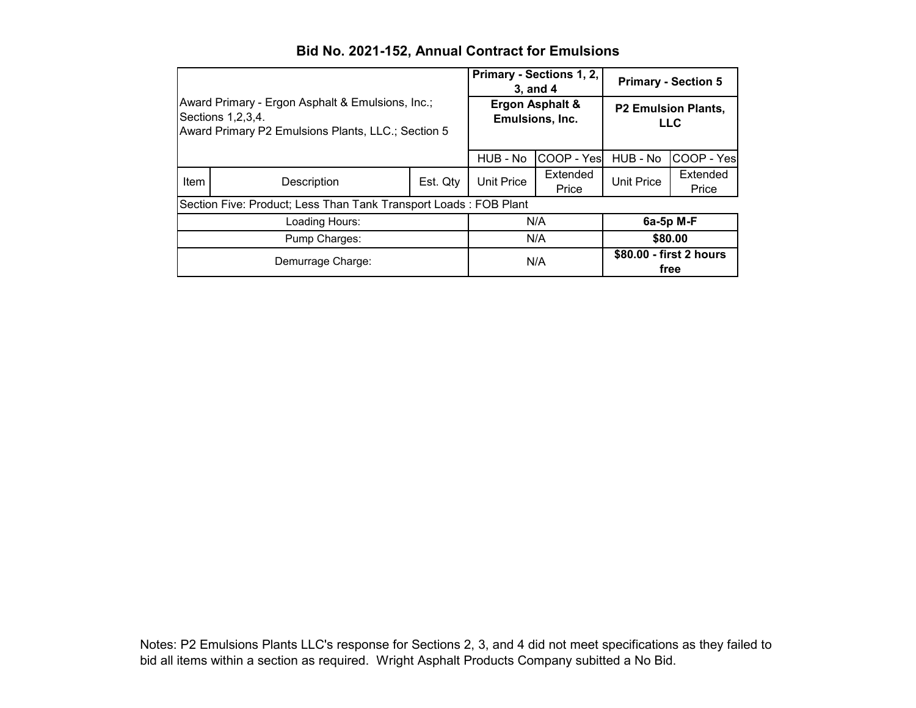## Bid No. 2021-152, Annual Contract for Emulsions

| Award Primary - Ergon Asphalt & Emulsions, Inc.; Sections 1,2,3,4. Award Primary P2 Emulsions Plants, LLC.; Section 5 | | | **Primary - Sections 1, 2, 3, and 4** | | **Primary - Section 5** | |
|---|---|---|---|---|---|---|
| | | | **Ergon Asphalt & Emulsions, Inc.** | | **P2 Emulsion Plants, LLC** | |
| | | | HUB - No | COOP - Yes | HUB - No | COOP - Yes |
| Item | Description | Est. Qty | Unit Price | Extended Price | Unit Price | Extended Price |
| Section Five: Product; Less Than Tank Transport Loads : FOB Plant | | | | | | |
| Loading Hours: | | | N/A | | **6a-5p M-F** | |
| Pump Charges: | | | N/A | | **$80.00** | |
| Demurrage Charge: | | | N/A | | **$80.00 - first 2 hours free** | |

Notes: P2 Emulsions Plants LLC's response for Sections 2, 3, and 4 did not meet specifications as they failed to bid all items within a section as required. Wright Asphalt Products Company subitted a No Bid.